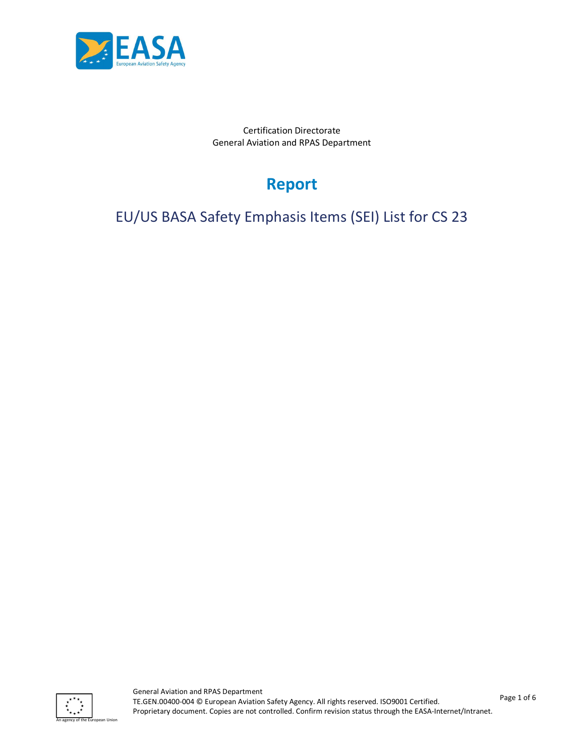Certification Directorate
General Aviation and RPAS Department

# Report

## EU/US BASA Safety Emphasis Items (SEI) List for CS 23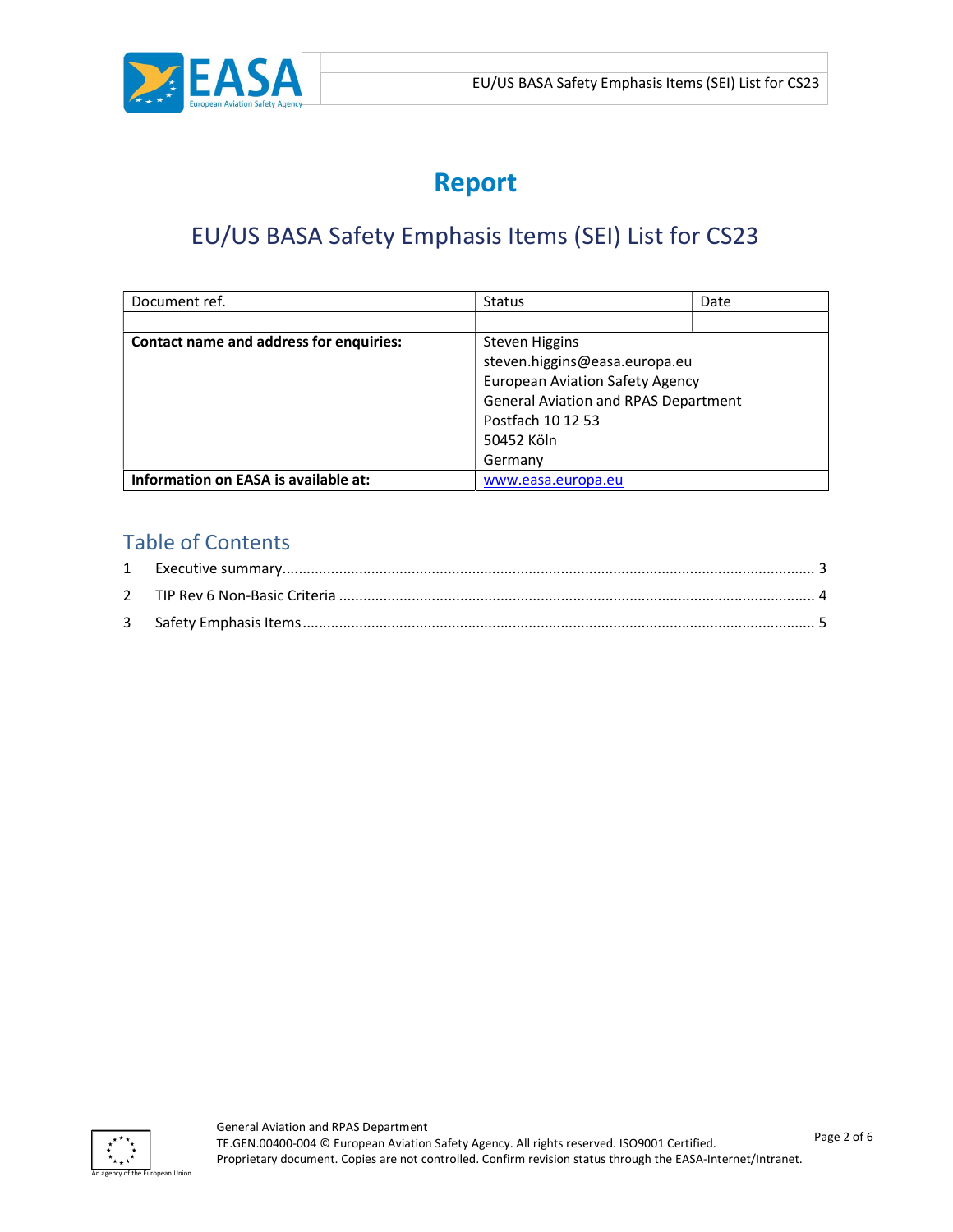# Report

## EU/US BASA Safety Emphasis Items (SEI) List for CS23

| Document ref. | Status | Date |
|---|---|---|
| | | |
| **Contact name and address for enquiries:** | Steven Higgins<br>steven.higgins@easa.europa.eu<br>European Aviation Safety Agency<br>General Aviation and RPAS Department<br>Postfach 10 12 53<br>50452 Köln<br>Germany | |
| **Information on EASA is available at:** | www.easa.europa.eu | |

## Table of Contents

1 Executive summary ..... 3

2 TIP Rev 6 Non-Basic Criteria ..... 4

3 Safety Emphasis Items ..... 5

General Aviation and RPAS Department
TE.GEN.00400-004 © European Aviation Safety Agency. All rights reserved. ISO9001 Certified.
Proprietary document. Copies are not controlled. Confirm revision status through the EASA-Internet/Intranet.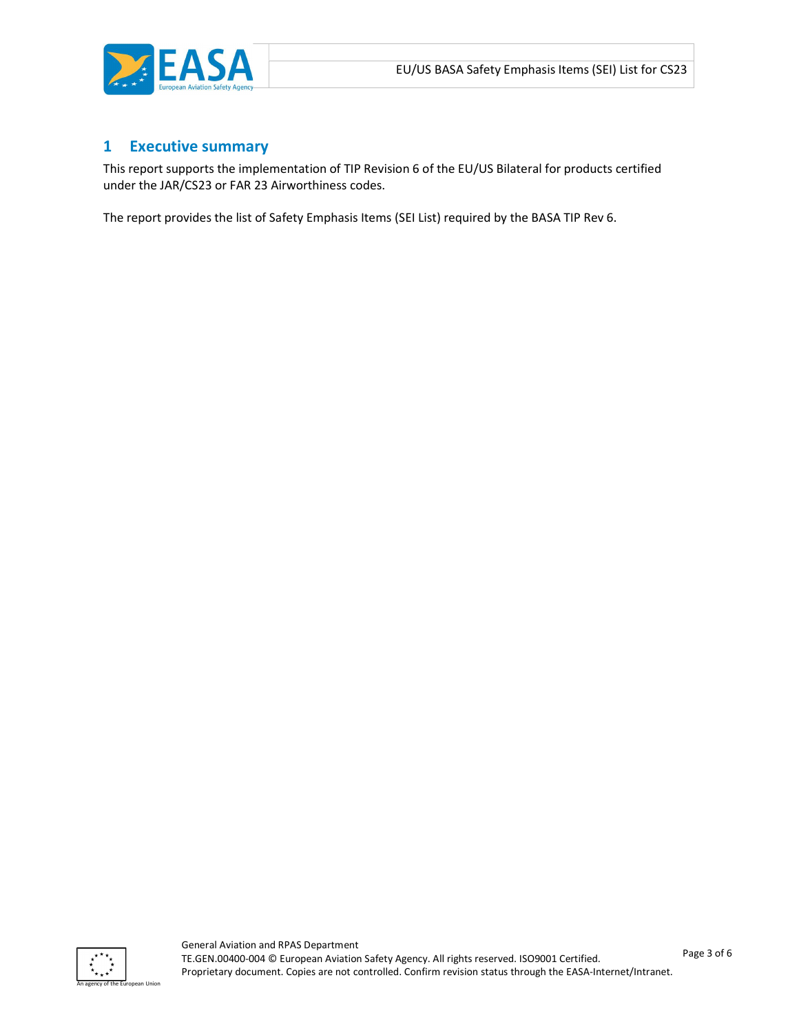# 1 Executive summary

This report supports the implementation of TIP Revision 6 of the EU/US Bilateral for products certified under the JAR/CS23 or FAR 23 Airworthiness codes.

The report provides the list of Safety Emphasis Items (SEI List) required by the BASA TIP Rev 6.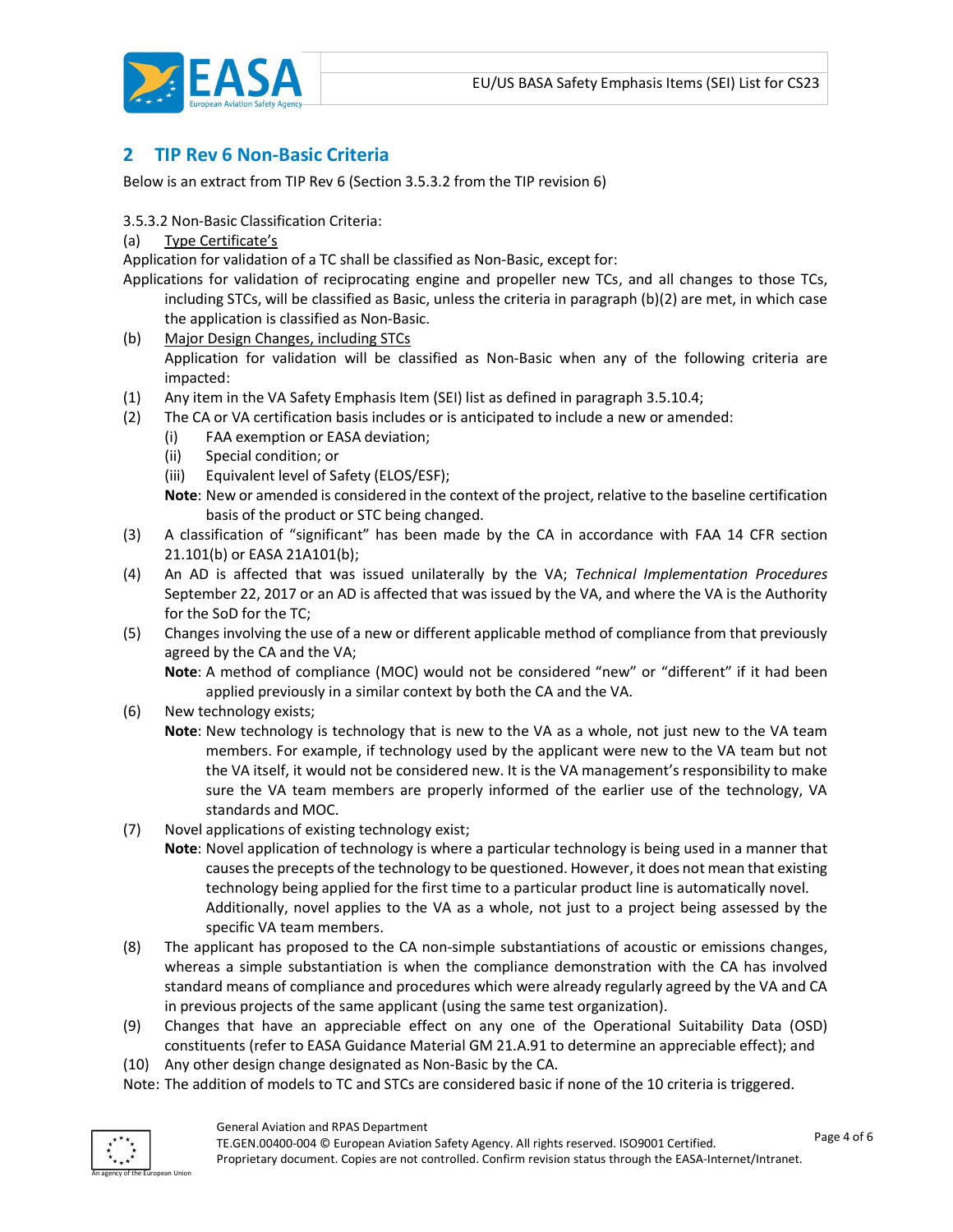## 2 TIP Rev 6 Non-Basic Criteria

Below is an extract from TIP Rev 6 (Section 3.5.3.2 from the TIP revision 6)

3.5.3.2 Non-Basic Classification Criteria:

(a) Type Certificate's

Application for validation of a TC shall be classified as Non-Basic, except for:

Applications for validation of reciprocating engine and propeller new TCs, and all changes to those TCs, including STCs, will be classified as Basic, unless the criteria in paragraph (b)(2) are met, in which case the application is classified as Non-Basic.

(b) Major Design Changes, including STCs

Application for validation will be classified as Non-Basic when any of the following criteria are impacted:

(1) Any item in the VA Safety Emphasis Item (SEI) list as defined in paragraph 3.5.10.4;

(2) The CA or VA certification basis includes or is anticipated to include a new or amended:

  (i) FAA exemption or EASA deviation;

  (ii) Special condition; or

  (iii) Equivalent level of Safety (ELOS/ESF);

**Note**: New or amended is considered in the context of the project, relative to the baseline certification basis of the product or STC being changed.

(3) A classification of "significant" has been made by the CA in accordance with FAA 14 CFR section 21.101(b) or EASA 21A101(b);

(4) An AD is affected that was issued unilaterally by the VA; *Technical Implementation Procedures* September 22, 2017 or an AD is affected that was issued by the VA, and where the VA is the Authority for the SoD for the TC;

(5) Changes involving the use of a new or different applicable method of compliance from that previously agreed by the CA and the VA;

**Note**: A method of compliance (MOC) would not be considered "new" or "different" if it had been applied previously in a similar context by both the CA and the VA.

(6) New technology exists;

**Note**: New technology is technology that is new to the VA as a whole, not just new to the VA team members. For example, if technology used by the applicant were new to the VA team but not the VA itself, it would not be considered new. It is the VA management's responsibility to make sure the VA team members are properly informed of the earlier use of the technology, VA standards and MOC.

(7) Novel applications of existing technology exist;

**Note**: Novel application of technology is where a particular technology is being used in a manner that causes the precepts of the technology to be questioned. However, it does not mean that existing technology being applied for the first time to a particular product line is automatically novel. Additionally, novel applies to the VA as a whole, not just to a project being assessed by the specific VA team members.

(8) The applicant has proposed to the CA non-simple substantiations of acoustic or emissions changes, whereas a simple substantiation is when the compliance demonstration with the CA has involved standard means of compliance and procedures which were already regularly agreed by the VA and CA in previous projects of the same applicant (using the same test organization).

(9) Changes that have an appreciable effect on any one of the Operational Suitability Data (OSD) constituents (refer to EASA Guidance Material GM 21.A.91 to determine an appreciable effect); and

(10) Any other design change designated as Non-Basic by the CA.

Note: The addition of models to TC and STCs are considered basic if none of the 10 criteria is triggered.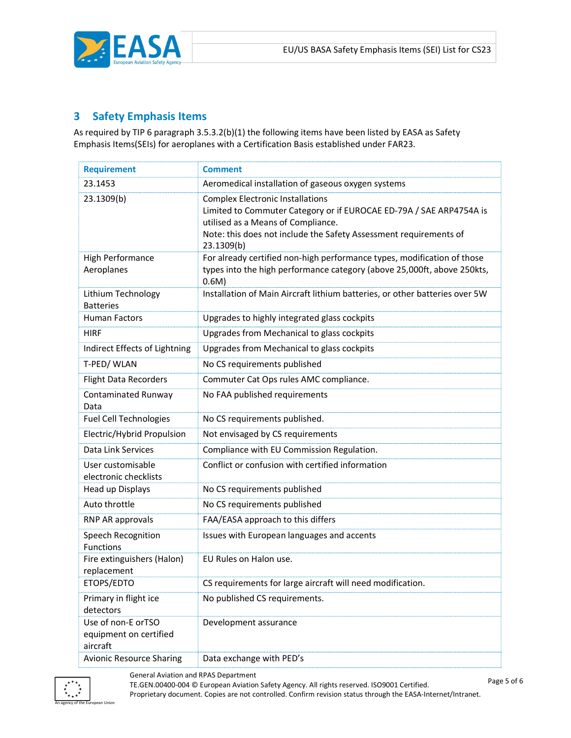## 3 Safety Emphasis Items

As required by TIP 6 paragraph 3.5.3.2(b)(1) the following items have been listed by EASA as Safety Emphasis Items(SEIs) for aeroplanes with a Certification Basis established under FAR23.

| Requirement | Comment |
|---|---|
| 23.1453 | Aeromedical installation of gaseous oxygen systems |
| 23.1309(b) | Complex Electronic Installations<br>Limited to Commuter Category or if EUROCAE ED-79A / SAE ARP4754A is utilised as a Means of Compliance.<br>Note: this does not include the Safety Assessment requirements of 23.1309(b) |
| High Performance Aeroplanes | For already certified non-high performance types, modification of those types into the high performance category (above 25,000ft, above 250kts, 0.6M) |
| Lithium Technology Batteries | Installation of Main Aircraft lithium batteries, or other batteries over 5W |
| Human Factors | Upgrades to highly integrated glass cockpits |
| HIRF | Upgrades from Mechanical to glass cockpits |
| Indirect Effects of Lightning | Upgrades from Mechanical to glass cockpits |
| T-PED/ WLAN | No CS requirements published |
| Flight Data Recorders | Commuter Cat Ops rules AMC compliance. |
| Contaminated Runway Data | No FAA published requirements |
| Fuel Cell Technologies | No CS requirements published. |
| Electric/Hybrid Propulsion | Not envisaged by CS requirements |
| Data Link Services | Compliance with EU Commission Regulation. |
| User customisable electronic checklists | Conflict or confusion with certified information |
| Head up Displays | No CS requirements published |
| Auto throttle | No CS requirements published |
| RNP AR approvals | FAA/EASA approach to this differs |
| Speech Recognition Functions | Issues with European languages and accents |
| Fire extinguishers (Halon) replacement | EU Rules on Halon use. |
| ETOPS/EDTO | CS requirements for large aircraft will need modification. |
| Primary in flight ice detectors | No published CS requirements. |
| Use of non-E orTSO equipment on certified aircraft | Development assurance |
| Avionic Resource Sharing | Data exchange with PED's |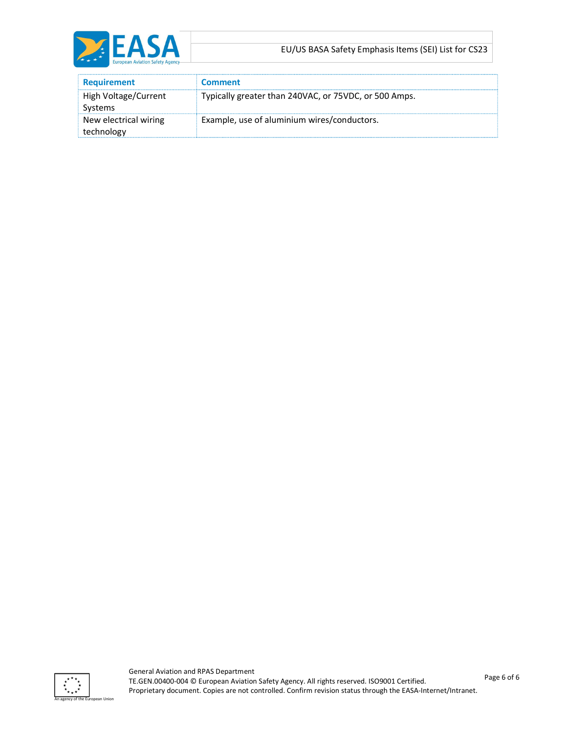| Requirement | Comment |
| --- | --- |
| High Voltage/Current Systems | Typically greater than 240VAC, or 75VDC, or 500 Amps. |
| New electrical wiring technology | Example, use of aluminium wires/conductors. |